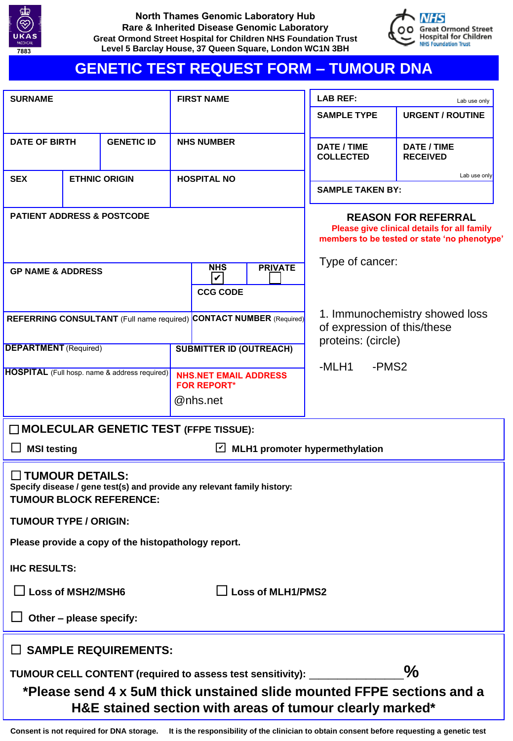North Thames Genomic Laboratory Hub
Rare & Inherited Disease Genomic Laboratory
Great Ormond Street Hospital for Children NHS Foundation Trust
Level 5 Barclay House, 37 Queen Square, London WC1N 3BH

UKAS MEDICAL 7883

NHS Great Ormond Street Hospital for Children NHS Foundation Trust

# GENETIC TEST REQUEST FORM – TUMOUR DNA

| SURNAME | | FIRST NAME |
|---|---|---|
| **DATE OF BIRTH** | **GENETIC ID** | **NHS NUMBER** |
| **SEX** | **ETHNIC ORIGIN** | **HOSPITAL NO** |
| **PATIENT ADDRESS & POSTCODE** | | |

| GP NAME & ADDRESS | NHS ☑ | PRIVATE ☐ |
|---|---|---|
| | **CCG CODE** | |
| **REFERRING CONSULTANT** (Full name required) | **CONTACT NUMBER** (Required) | |
| **DEPARTMENT** (Required) | **SUBMITTER ID (OUTREACH)** | |
| **HOSPITAL** (Full hosp. name & address required) | **NHS.NET EMAIL ADDRESS FOR REPORT*** @nhs.net | |

| LAB REF: (Lab use only) | |
|---|---|
| **SAMPLE TYPE** | **URGENT / ROUTINE** |
| **DATE / TIME COLLECTED** | **DATE / TIME RECEIVED** (Lab use only) |
| **SAMPLE TAKEN BY:** | |

## REASON FOR REFERRAL

Please give clinical details for all family members to be tested or state 'no phenotype'

Type of cancer:

1. Immunochemistry showed loss of expression of this/these proteins: (circle)

-MLH1 -PMS2

## ☐ MOLECULAR GENETIC TEST (FFPE TISSUE):

☐ **MSI testing** ☑ **MLH1 promoter hypermethylation**

## ☐ TUMOUR DETAILS:

**Specify disease / gene test(s) and provide any relevant family history:**

**TUMOUR BLOCK REFERENCE:**

**TUMOUR TYPE / ORIGIN:**

**Please provide a copy of the histopathology report.**

**IHC RESULTS:**

☐ **Loss of MSH2/MSH6** ☐ **Loss of MLH1/PMS2**

☐ **Other – please specify:**

## ☐ SAMPLE REQUIREMENTS:

**TUMOUR CELL CONTENT (required to assess test sensitivity):** _______________ **%**

**\*Please send 4 x 5uM thick unstained slide mounted FFPE sections and a H&E stained section with areas of tumour clearly marked\***

**Consent is not required for DNA storage. It is the responsibility of the clinician to obtain consent before requesting a genetic test**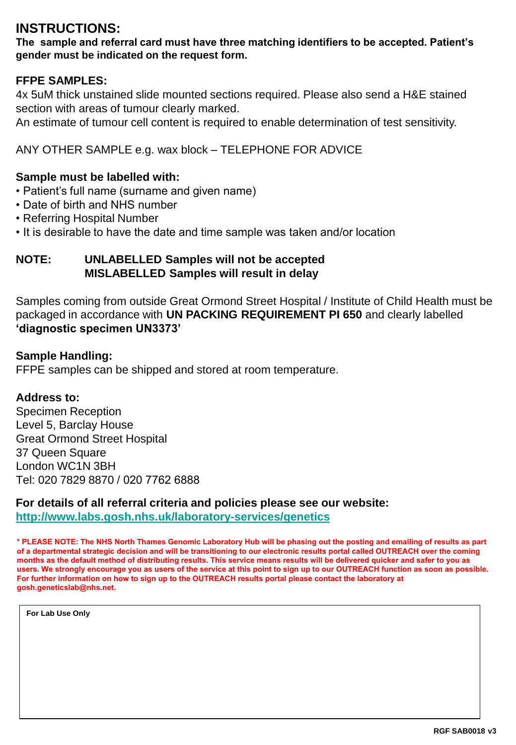# INSTRUCTIONS:

**The sample and referral card must have three matching identifiers to be accepted. Patient's gender must be indicated on the request form.**

**FFPE SAMPLES:**

4x 5uM thick unstained slide mounted sections required. Please also send a H&E stained section with areas of tumour clearly marked.
An estimate of tumour cell content is required to enable determination of test sensitivity.

ANY OTHER SAMPLE e.g. wax block – TELEPHONE FOR ADVICE

**Sample must be labelled with:**

- Patient's full name (surname and given name)
- Date of birth and NHS number
- Referring Hospital Number
- It is desirable to have the date and time sample was taken and/or location

**NOTE:** **UNLABELLED Samples will not be accepted**
**MISLABELLED Samples will result in delay**

Samples coming from outside Great Ormond Street Hospital / Institute of Child Health must be packaged in accordance with **UN PACKING REQUIREMENT PI 650** and clearly labelled **'diagnostic specimen UN3373'**

**Sample Handling:**

FFPE samples can be shipped and stored at room temperature.

**Address to:**

Specimen Reception
Level 5, Barclay House
Great Ormond Street Hospital
37 Queen Square
London WC1N 3BH
Tel: 020 7829 8870 / 020 7762 6888

**For details of all referral criteria and policies please see our website:**
http://www.labs.gosh.nhs.uk/laboratory-services/genetics

**\* PLEASE NOTE: The NHS North Thames Genomic Laboratory Hub will be phasing out the posting and emailing of results as part of a departmental strategic decision and will be transitioning to our electronic results portal called OUTREACH over the coming months as the default method of distributing results. This service means results will be delivered quicker and safer to you as users. We strongly encourage you as users of the service at this point to sign up to our OUTREACH function as soon as possible. For further information on how to sign up to the OUTREACH results portal please contact the laboratory at gosh.geneticslab@nhs.net.**

**For Lab Use Only**

RGF SAB0018 v3